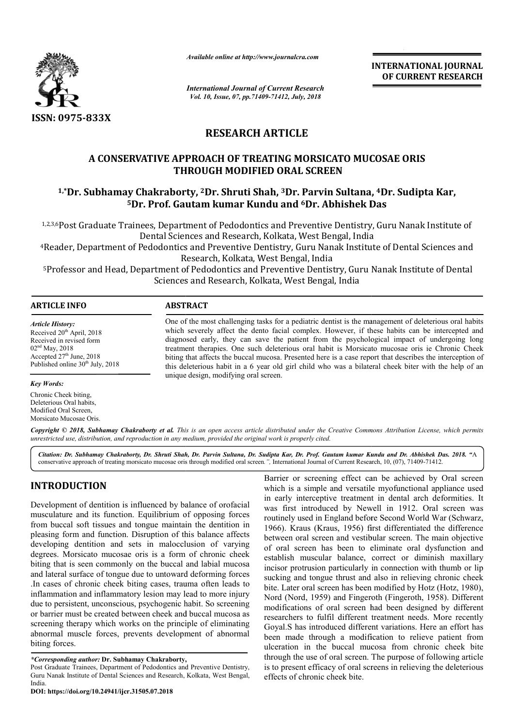*Available online at http://www.journalcra.com*

*International Journal of Current Research*
*Vol. 10, Issue, 07, pp.71409-71412, July, 2018*

**INTERNATIONAL JOURNAL OF CURRENT RESEARCH**

ISSN: 0975-833X

# RESEARCH ARTICLE

## A CONSERVATIVE APPROACH OF TREATING MORSICATO MUCOSAE ORIS THROUGH MODIFIED ORAL SCREEN

**[1,*]Dr. Subhamay Chakraborty, [2]Dr. Shruti Shah, [3]Dr. Parvin Sultana, [4]Dr. Sudipta Kar, [5]Dr. Prof. Gautam kumar Kundu and [6]Dr. Abhishek Das**

[1,2,3,6]Post Graduate Trainees, Department of Pedodontics and Preventive Dentistry, Guru Nanak Institute of Dental Sciences and Research, Kolkata, West Bengal, India

[4]Reader, Department of Pedodontics and Preventive Dentistry, Guru Nanak Institute of Dental Sciences and Research, Kolkata, West Bengal, India

[5]Professor and Head, Department of Pedodontics and Preventive Dentistry, Guru Nanak Institute of Dental Sciences and Research, Kolkata, West Bengal, India

### ARTICLE INFO

*Article History:*
Received 20th April, 2018
Received in revised form
02nd May, 2018
Accepted 27th June, 2018
Published online 30th July, 2018

*Key Words:*
Chronic Cheek biting,
Deleterious Oral habits,
Modified Oral Screen,
Morsicato Mucosae Oris.

### ABSTRACT

One of the most challenging tasks for a pediatric dentist is the management of deleterious oral habits which severely affect the dento facial complex. However, if these habits can be intercepted and diagnosed early, they can save the patient from the psychological impact of undergoing long treatment therapies. One such deleterious oral habit is Morsicato mucosae oris ie Chronic Cheek biting that affects the buccal mucosa. Presented here is a case report that describes the interception of this deleterious habit in a 6 year old girl child who was a bilateral cheek biter with the help of an unique design, modifying oral screen.

*Copyright © 2018, Subhamay Chakraborty et al. This is an open access article distributed under the Creative Commons Attribution License, which permits unrestricted use, distribution, and reproduction in any medium, provided the original work is properly cited.*

***Citation: Dr. Subhamay Chakraborty, Dr. Shruti Shah, Dr. Parvin Sultana, Dr. Sudipta Kar, Dr. Prof. Gautam kumar Kundu and Dr. Abhishek Das. 2018.*** "A conservative approach of treating morsicato mucosae oris through modified oral screen.", International Journal of Current Research, 10, (07), 71409-71412.

## INTRODUCTION

Development of dentition is influenced by balance of orofacial musculature and its function. Equilibrium of opposing forces from buccal soft tissues and tongue maintain the dentition in pleasing form and function. Disruption of this balance affects developing dentition and sets in malocclusion of varying degrees. Morsicato mucosae oris is a form of chronic cheek biting that is seen commonly on the buccal and labial mucosa and lateral surface of tongue due to untoward deforming forces .In cases of chronic cheek biting cases, trauma often leads to inflammation and inflammatory lesion may lead to more injury due to persistent, unconscious, psychogenic habit. So screening or barrier must be created between cheek and buccal mucosa as screening therapy which works on the principle of eliminating abnormal muscle forces, prevents development of abnormal biting forces.

Barrier or screening effect can be achieved by Oral screen which is a simple and versatile myofunctional appliance used in early interceptive treatment in dental arch deformities. It was first introduced by Newell in 1912. Oral screen was routinely used in England before Second World War (Schwarz, 1966). Kraus (Kraus, 1956) first differentiated the difference between oral screen and vestibular screen. The main objective of oral screen has been to eliminate oral dysfunction and establish muscular balance, correct or diminish maxillary incisor protrusion particularly in connection with thumb or lip sucking and tongue thrust and also in relieving chronic cheek bite. Later oral screen has been modified by Hotz (Hotz, 1980), Nord (Nord, 1959) and Fingeroth (Fingeroth, 1958). Different modifications of oral screen had been designed by different researchers to fulfil different treatment needs. More recently Goyal.S has introduced different variations. Here an effort has been made through a modification to relieve patient from ulceration in the buccal mucosa from chronic cheek bite through the use of oral screen. The purpose of following article is to present efficacy of oral screens in relieving the deleterious effects of chronic cheek bite.

*\*Corresponding author:* **Dr. Subhamay Chakraborty,**
Post Graduate Trainees, Department of Pedodontics and Preventive Dentistry, Guru Nanak Institute of Dental Sciences and Research, Kolkata, West Bengal, India.

**DOI: https://doi.org/10.24941/ijcr.31505.07.2018**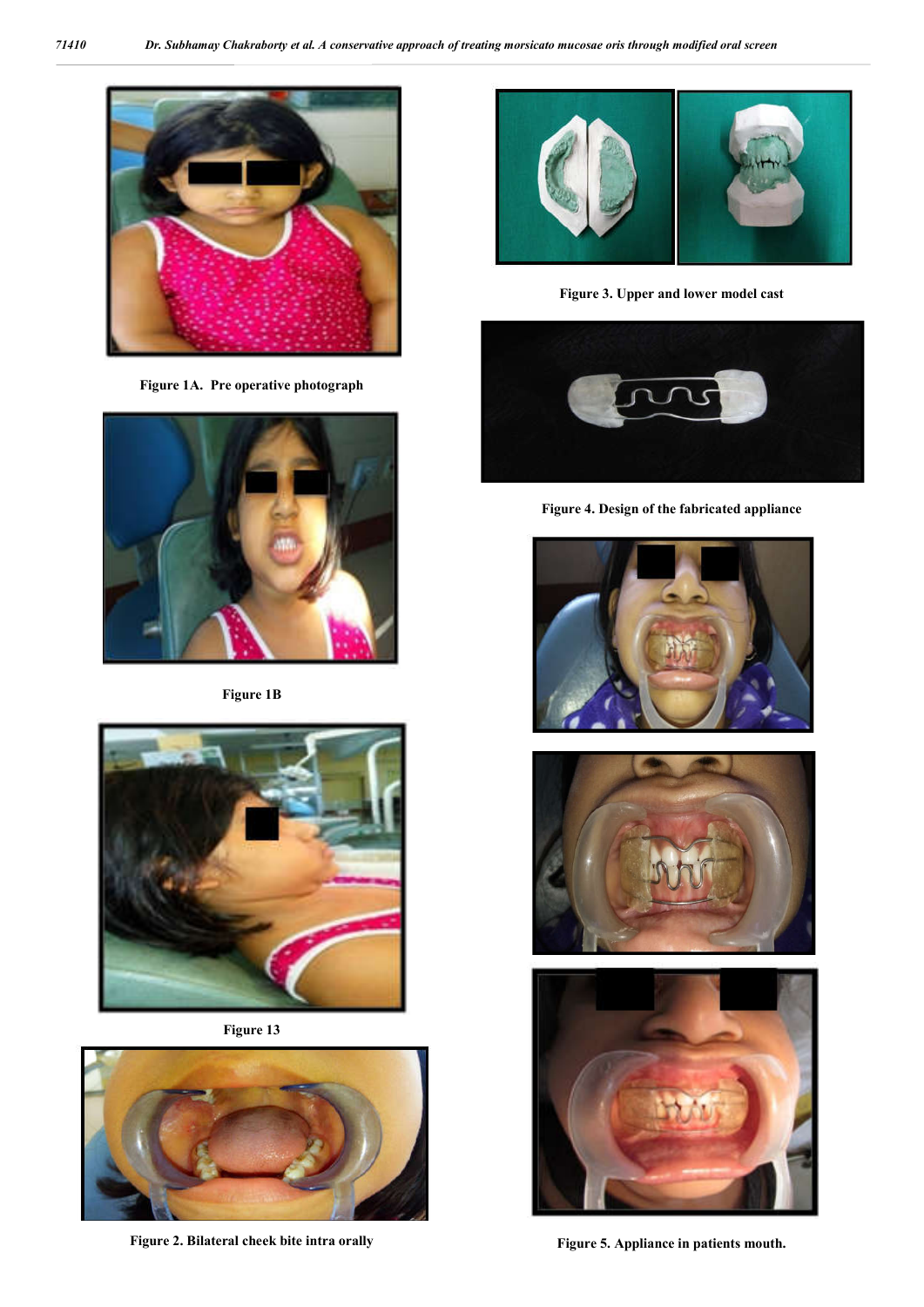Figure 1A. Pre operative photograph

Figure 1B

Figure 13

Figure 2. Bilateral cheek bite intra orally

Figure 3. Upper and lower model cast

Figure 4. Design of the fabricated appliance

Figure 5. Appliance in patients mouth.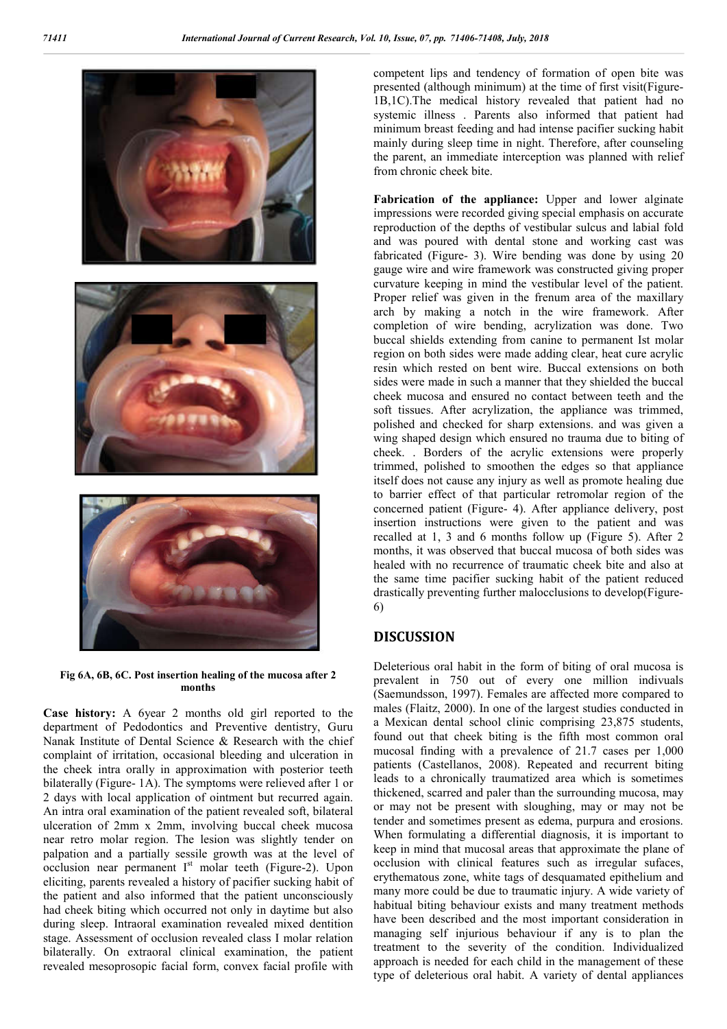Fig 6A, 6B, 6C. Post insertion healing of the mucosa after 2 months

**Case history:** A 6year 2 months old girl reported to the department of Pedodontics and Preventive dentistry, Guru Nanak Institute of Dental Science & Research with the chief complaint of irritation, occasional bleeding and ulceration in the cheek intra orally in approximation with posterior teeth bilaterally (Figure- 1A). The symptoms were relieved after 1 or 2 days with local application of ointment but recurred again. An intra oral examination of the patient revealed soft, bilateral ulceration of 2mm x 2mm, involving buccal cheek mucosa near retro molar region. The lesion was slightly tender on palpation and a partially sessile growth was at the level of occlusion near permanent I[st] molar teeth (Figure-2). Upon eliciting, parents revealed a history of pacifier sucking habit of the patient and also informed that the patient unconsciously had cheek biting which occurred not only in daytime but also during sleep. Intraoral examination revealed mixed dentition stage. Assessment of occlusion revealed class I molar relation bilaterally. On extraoral clinical examination, the patient revealed mesoprosopic facial form, convex facial profile with competent lips and tendency of formation of open bite was presented (although minimum) at the time of first visit(Figure- 1B,1C).The medical history revealed that patient had no systemic illness . Parents also informed that patient had minimum breast feeding and had intense pacifier sucking habit mainly during sleep time in night. Therefore, after counseling the parent, an immediate interception was planned with relief from chronic cheek bite.

**Fabrication of the appliance:** Upper and lower alginate impressions were recorded giving special emphasis on accurate reproduction of the depths of vestibular sulcus and labial fold and was poured with dental stone and working cast was fabricated (Figure- 3). Wire bending was done by using 20 gauge wire and wire framework was constructed giving proper curvature keeping in mind the vestibular level of the patient. Proper relief was given in the frenum area of the maxillary arch by making a notch in the wire framework. After completion of wire bending, acrylization was done. Two buccal shields extending from canine to permanent Ist molar region on both sides were made adding clear, heat cure acrylic resin which rested on bent wire. Buccal extensions on both sides were made in such a manner that they shielded the buccal cheek mucosa and ensured no contact between teeth and the soft tissues. After acrylization, the appliance was trimmed, polished and checked for sharp extensions. and was given a wing shaped design which ensured no trauma due to biting of cheek. . Borders of the acrylic extensions were properly trimmed, polished to smoothen the edges so that appliance itself does not cause any injury as well as promote healing due to barrier effect of that particular retromolar region of the concerned patient (Figure- 4). After appliance delivery, post insertion instructions were given to the patient and was recalled at 1, 3 and 6 months follow up (Figure 5). After 2 months, it was observed that buccal mucosa of both sides was healed with no recurrence of traumatic cheek bite and also at the same time pacifier sucking habit of the patient reduced drastically preventing further malocclusions to develop(Figure- 6)

## DISCUSSION

Deleterious oral habit in the form of biting of oral mucosa is prevalent in 750 out of every one million indivuals (Saemundsson, 1997). Females are affected more compared to males (Flaitz, 2000). In one of the largest studies conducted in a Mexican dental school clinic comprising 23,875 students, found out that cheek biting is the fifth most common oral mucosal finding with a prevalence of 21.7 cases per 1,000 patients (Castellanos, 2008). Repeated and recurrent biting leads to a chronically traumatized area which is sometimes thickened, scarred and paler than the surrounding mucosa, may or may not be present with sloughing, may or may not be tender and sometimes present as edema, purpura and erosions. When formulating a differential diagnosis, it is important to keep in mind that mucosal areas that approximate the plane of occlusion with clinical features such as irregular sufaces, erythematous zone, white tags of desquamated epithelium and many more could be due to traumatic injury. A wide variety of habitual biting behaviour exists and many treatment methods have been described and the most important consideration in managing self injurious behaviour if any is to plan the treatment to the severity of the condition. Individualized approach is needed for each child in the management of these type of deleterious oral habit. A variety of dental appliances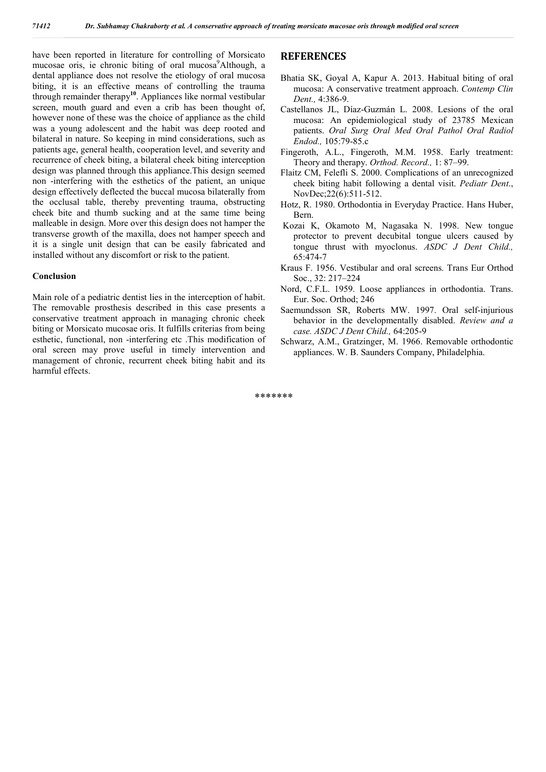have been reported in literature for controlling of Morsicato mucosae oris, ie chronic biting of oral mucosa[9]Although, a dental appliance does not resolve the etiology of oral mucosa biting, it is an effective means of controlling the trauma through remainder therapy[10]. Appliances like normal vestibular screen, mouth guard and even a crib has been thought of, however none of these was the choice of appliance as the child was a young adolescent and the habit was deep rooted and bilateral in nature. So keeping in mind considerations, such as patients age, general health, cooperation level, and severity and recurrence of cheek biting, a bilateral cheek biting interception design was planned through this appliance.This design seemed non -interfering with the esthetics of the patient, an unique design effectively deflected the buccal mucosa bilaterally from the occlusal table, thereby preventing trauma, obstructing cheek bite and thumb sucking and at the same time being malleable in design. More over this design does not hamper the transverse growth of the maxilla, does not hamper speech and it is a single unit design that can be easily fabricated and installed without any discomfort or risk to the patient.

### Conclusion

Main role of a pediatric dentist lies in the interception of habit. The removable prosthesis described in this case presents a conservative treatment approach in managing chronic cheek biting or Morsicato mucosae oris. It fulfills criterias from being esthetic, functional, non -interfering etc .This modification of oral screen may prove useful in timely intervention and management of chronic, recurrent cheek biting habit and its harmful effects.

## REFERENCES

Bhatia SK, Goyal A, Kapur A. 2013. Habitual biting of oral mucosa: A conservative treatment approach. *Contemp Clin Dent.,* 4:386-9.

Castellanos JL, Díaz-Guzmán L. 2008. Lesions of the oral mucosa: An epidemiological study of 23785 Mexican patients. *Oral Surg Oral Med Oral Pathol Oral Radiol Endod.,* 105:79-85.c

Fingeroth, A.L., Fingeroth, M.M. 1958. Early treatment: Theory and therapy. *Orthod. Record.,* 1: 87–99.

Flaitz CM, Felefli S. 2000. Complications of an unrecognized cheek biting habit following a dental visit. *Pediatr Dent*., NovDec;22(6):511-512.

Hotz, R. 1980. Orthodontia in Everyday Practice. Hans Huber, Bern.

Kozai K, Okamoto M, Nagasaka N. 1998. New tongue protector to prevent decubital tongue ulcers caused by tongue thrust with myoclonus. *ASDC J Dent Child.,* 65:474-7

Kraus F. 1956. Vestibular and oral screens. Trans Eur Orthod Soc., 32: 217–224

Nord, C.F.L. 1959. Loose appliances in orthodontia. Trans. Eur. Soc. Orthod; 246

Saemundsson SR, Roberts MW. 1997. Oral self-injurious behavior in the developmentally disabled. *Review and a case. ASDC J Dent Child.,* 64:205-9

Schwarz, A.M., Gratzinger, M. 1966. Removable orthodontic appliances. W. B. Saunders Company, Philadelphia.

\*\*\*\*\*\*\*